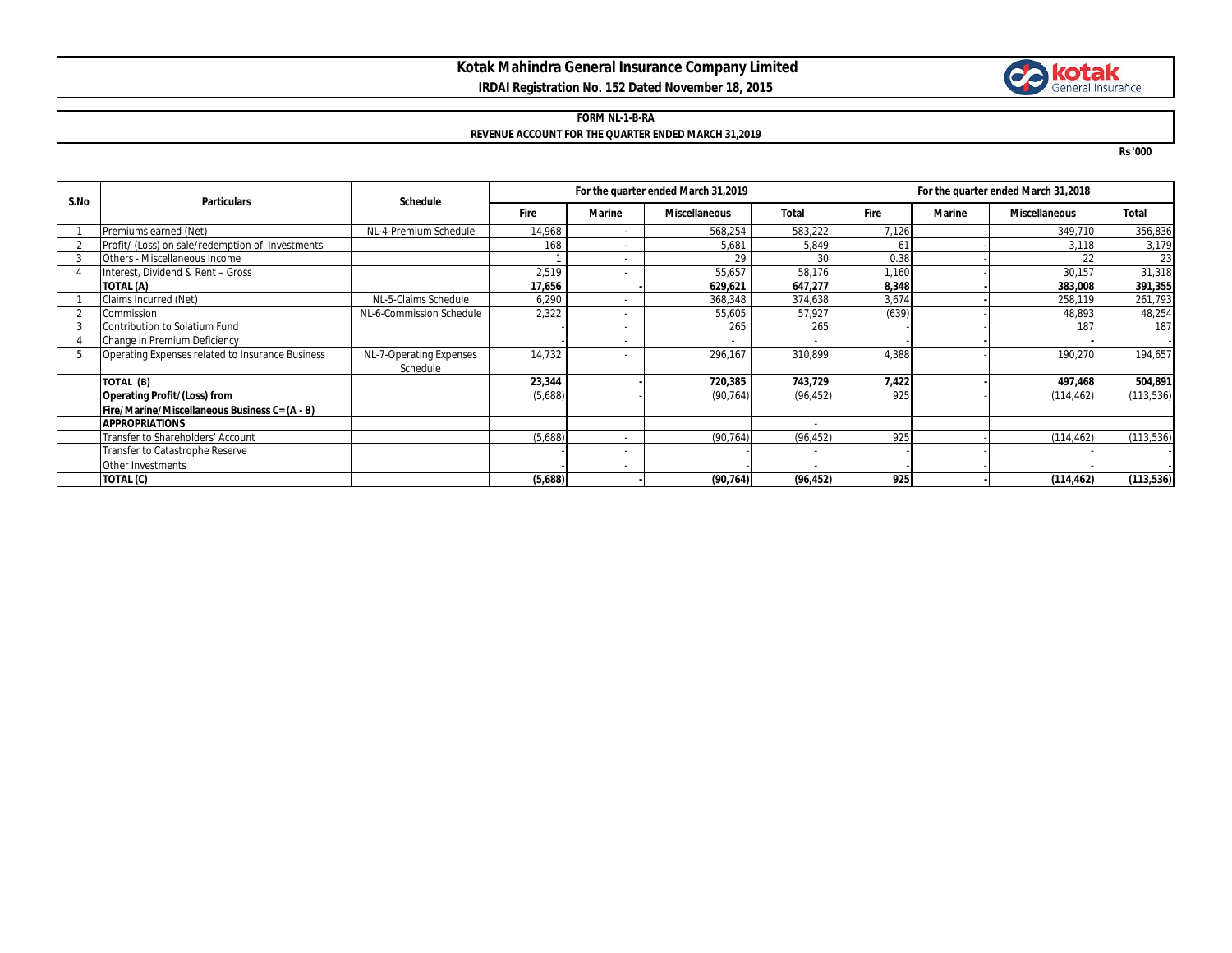# Kotak Mahindra General Insurance Company Limited

**IRDAI Registration No. 152 Dated November 18, 2015**

**FORM NL-1-B-RA**

**REVENUE ACCOUNT FOR THE QUARTER ENDED MARCH 31,2019**

Rs '000

| S.No | Particulars | Schedule | For the quarter ended March 31,2019 | | | | For the quarter ended March 31,2018 | | | |
|---|---|---|---|---|---|---|---|---|---|---|
| | | | Fire | Marine | Miscellaneous | Total | Fire | Marine | Miscellaneous | Total |
| 1 | Premiums earned (Net) | NL-4-Premium Schedule | 14,968 | - | 568,254 | 583,222 | 7,126 | - | 349,710 | 356,836 |
| 2 | Profit/ (Loss) on sale/redemption of Investments | | 168 | - | 5,681 | 5,849 | 61 | - | 3,118 | 3,179 |
| 3 | Others - Miscellaneous Income | | 1 | - | 29 | 30 | 0.38 | - | 22 | 23 |
| 4 | Interest, Dividend & Rent – Gross | | 2,519 | - | 55,657 | 58,176 | 1,160 | - | 30,157 | 31,318 |
| | **TOTAL (A)** | | **17,656** | **-** | **629,621** | **647,277** | **8,348** | **-** | **383,008** | **391,355** |
| 1 | Claims Incurred (Net) | NL-5-Claims Schedule | 6,290 | - | 368,348 | 374,638 | 3,674 | - | 258,119 | 261,793 |
| 2 | Commission | NL-6-Commission Schedule | 2,322 | - | 55,605 | 57,927 | (639) | - | 48,893 | 48,254 |
| 3 | Contribution to Solatium Fund | | - | - | 265 | 265 | - | - | 187 | 187 |
| 4 | Change in Premium Deficiency | | - | - | - | - | - | - | - | - |
| 5 | Operating Expenses related to Insurance Business | NL-7-Operating Expenses Schedule | 14,732 | - | 296,167 | 310,899 | 4,388 | - | 190,270 | 194,657 |
| | **TOTAL (B)** | | **23,344** | **-** | **720,385** | **743,729** | **7,422** | **-** | **497,468** | **504,891** |
| | **Operating Profit/(Loss) from Fire/Marine/Miscellaneous Business C= (A - B)** | | (5,688) | - | (90,764) | (96,452) | 925 | - | (114,462) | (113,536) |
| | **APPROPRIATIONS** | | | | | - | | | | |
| | Transfer to Shareholders' Account | | (5,688) | - | (90,764) | (96,452) | 925 | - | (114,462) | (113,536) |
| | Transfer to Catastrophe Reserve | | - | - | - | - | - | - | - | - |
| | Other Investments | | - | - | - | - | - | - | - | - |
| | **TOTAL (C)** | | **(5,688)** | **-** | **(90,764)** | **(96,452)** | **925** | **-** | **(114,462)** | **(113,536)** |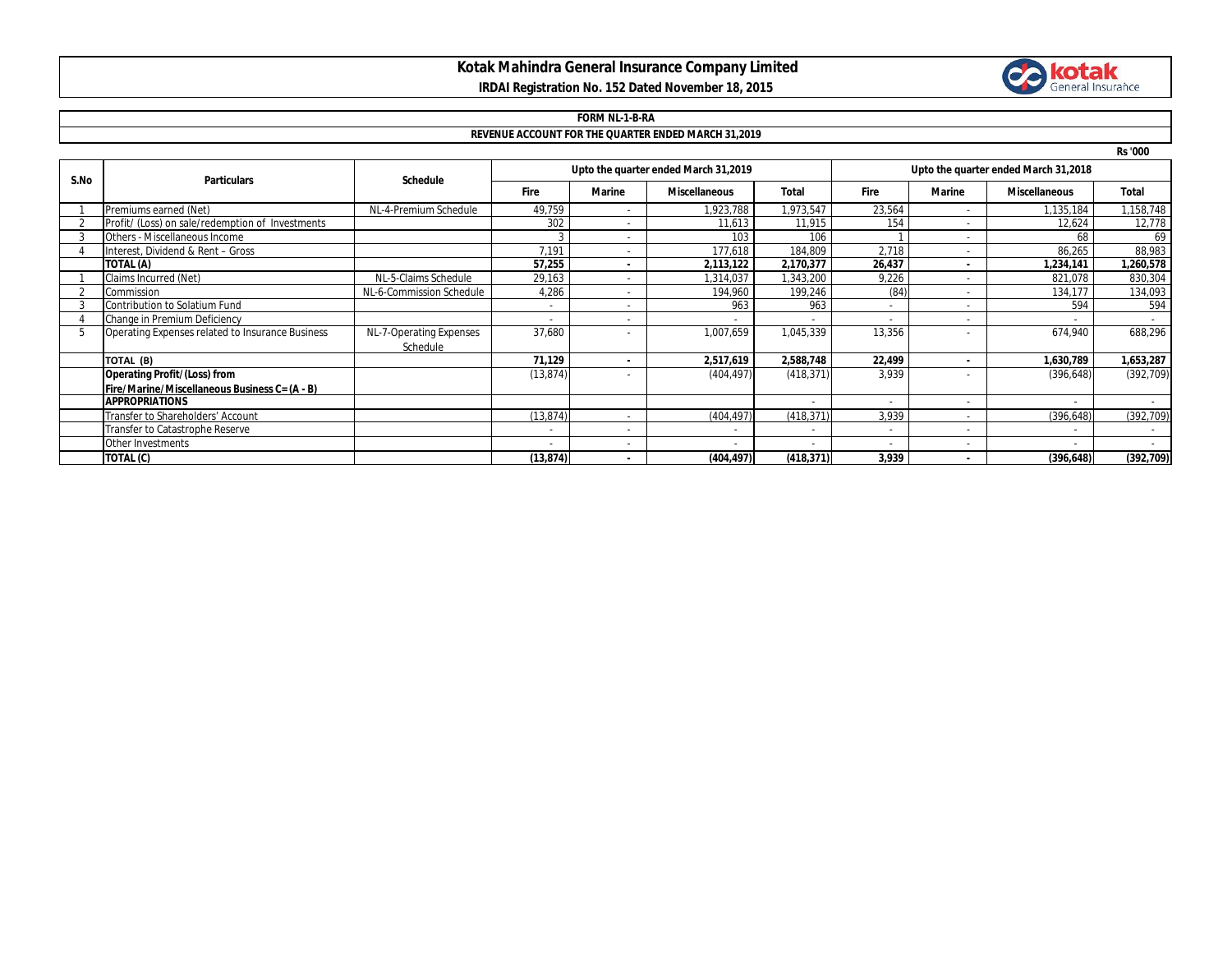# Kotak Mahindra General Insurance Company Limited

**IRDAI Registration No. 152 Dated November 18, 2015**

**FORM NL-1-B-RA**

**REVENUE ACCOUNT FOR THE QUARTER ENDED MARCH 31,2019**

Rs '000

| S.No | Particulars | Schedule | Upto the quarter ended March 31,2019 | | | | Upto the quarter ended March 31,2018 | | | |
|---|---|---|---|---|---|---|---|---|---|---|
| | | | Fire | Marine | Miscellaneous | Total | Fire | Marine | Miscellaneous | Total |
| 1 | Premiums earned (Net) | NL-4-Premium Schedule | 49,759 | - | 1,923,788 | 1,973,547 | 23,564 | - | 1,135,184 | 1,158,748 |
| 2 | Profit/ (Loss) on sale/redemption of Investments | | 302 | - | 11,613 | 11,915 | 154 | - | 12,624 | 12,778 |
| 3 | Others - Miscellaneous Income | | 3 | - | 103 | 106 | 1 | - | 68 | 69 |
| 4 | Interest, Dividend & Rent – Gross | | 7,191 | - | 177,618 | 184,809 | 2,718 | - | 86,265 | 88,983 |
| | **TOTAL (A)** | | **57,255** | **-** | **2,113,122** | **2,170,377** | **26,437** | **-** | **1,234,141** | **1,260,578** |
| 1 | Claims Incurred (Net) | NL-5-Claims Schedule | 29,163 | - | 1,314,037 | 1,343,200 | 9,226 | - | 821,078 | 830,304 |
| 2 | Commission | NL-6-Commission Schedule | 4,286 | - | 194,960 | 199,246 | (84) | - | 134,177 | 134,093 |
| 3 | Contribution to Solatium Fund | | - | - | 963 | 963 | - | - | 594 | 594 |
| 4 | Change in Premium Deficiency | | - | - | - | - | - | - | - | - |
| 5 | Operating Expenses related to Insurance Business | NL-7-Operating Expenses Schedule | 37,680 | - | 1,007,659 | 1,045,339 | 13,356 | - | 674,940 | 688,296 |
| | **TOTAL (B)** | | **71,129** | **-** | **2,517,619** | **2,588,748** | **22,499** | **-** | **1,630,789** | **1,653,287** |
| | **Operating Profit/(Loss) from Fire/Marine/Miscellaneous Business C= (A - B)** | | (13,874) | - | (404,497) | (418,371) | 3,939 | - | (396,648) | (392,709) |
| | **APPROPRIATIONS** | | | | | - | - | - | - | - |
| | Transfer to Shareholders' Account | | (13,874) | - | (404,497) | (418,371) | 3,939 | - | (396,648) | (392,709) |
| | Transfer to Catastrophe Reserve | | - | - | - | - | - | - | - | - |
| | Other Investments | | - | - | - | - | - | - | - | - |
| | **TOTAL (C)** | | **(13,874)** | **-** | **(404,497)** | **(418,371)** | **3,939** | **-** | **(396,648)** | **(392,709)** |